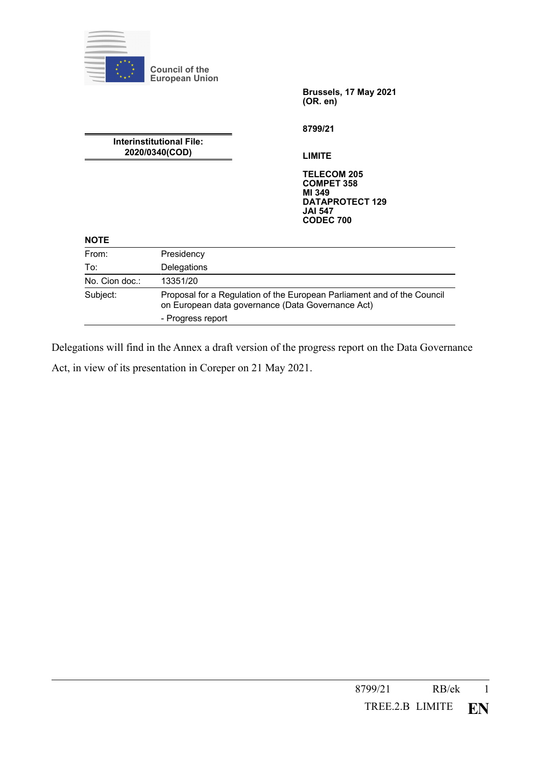Council of the European Union

Brussels, 17 May 2021
(OR. en)

8799/21

LIMITE

TELECOM 205
COMPET 358
MI 349
DATAPROTECT 129
JAI 547
CODEC 700

**Interinstitutional File:**
**2020/0340(COD)**

**NOTE**

| | |
|---|---|
| From: | Presidency |
| To: | Delegations |
| No. Cion doc.: | 13351/20 |
| Subject: | Proposal for a Regulation of the European Parliament and of the Council on European data governance (Data Governance Act)<br>- Progress report |

Delegations will find in the Annex a draft version of the progress report on the Data Governance Act, in view of its presentation in Coreper on 21 May 2021.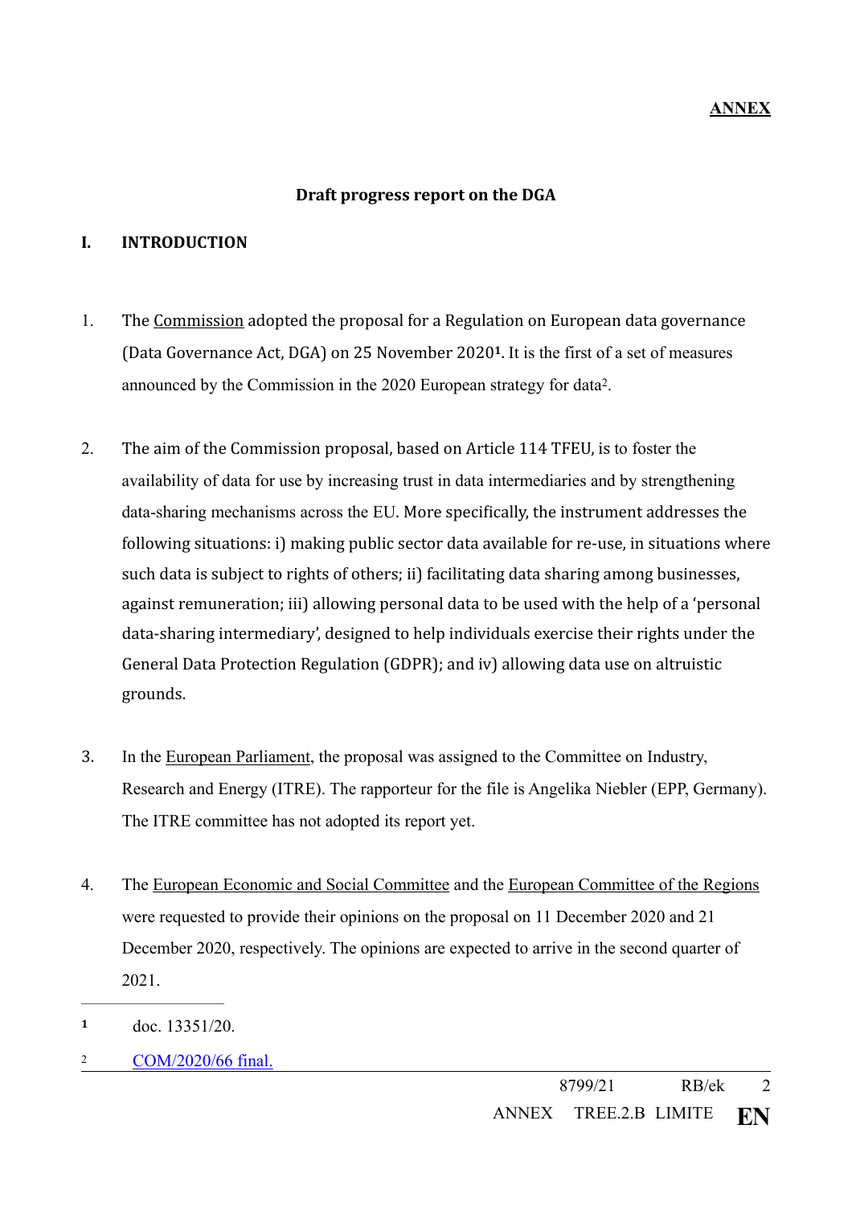**ANNEX**

## Draft progress report on the DGA

### I. INTRODUCTION

1. The Commission adopted the proposal for a Regulation on European data governance (Data Governance Act, DGA) on 25 November 2020[1]. It is the first of a set of measures announced by the Commission in the 2020 European strategy for data[2].

2. The aim of the Commission proposal, based on Article 114 TFEU, is to foster the availability of data for use by increasing trust in data intermediaries and by strengthening data-sharing mechanisms across the EU. More specifically, the instrument addresses the following situations: i) making public sector data available for re-use, in situations where such data is subject to rights of others; ii) facilitating data sharing among businesses, against remuneration; iii) allowing personal data to be used with the help of a 'personal data-sharing intermediary', designed to help individuals exercise their rights under the General Data Protection Regulation (GDPR); and iv) allowing data use on altruistic grounds.

3. In the European Parliament, the proposal was assigned to the Committee on Industry, Research and Energy (ITRE). The rapporteur for the file is Angelika Niebler (EPP, Germany). The ITRE committee has not adopted its report yet.

4. The European Economic and Social Committee and the European Committee of the Regions were requested to provide their opinions on the proposal on 11 December 2020 and 21 December 2020, respectively. The opinions are expected to arrive in the second quarter of 2021.

---

[1] doc. 13351/20.

[2] COM/2020/66 final.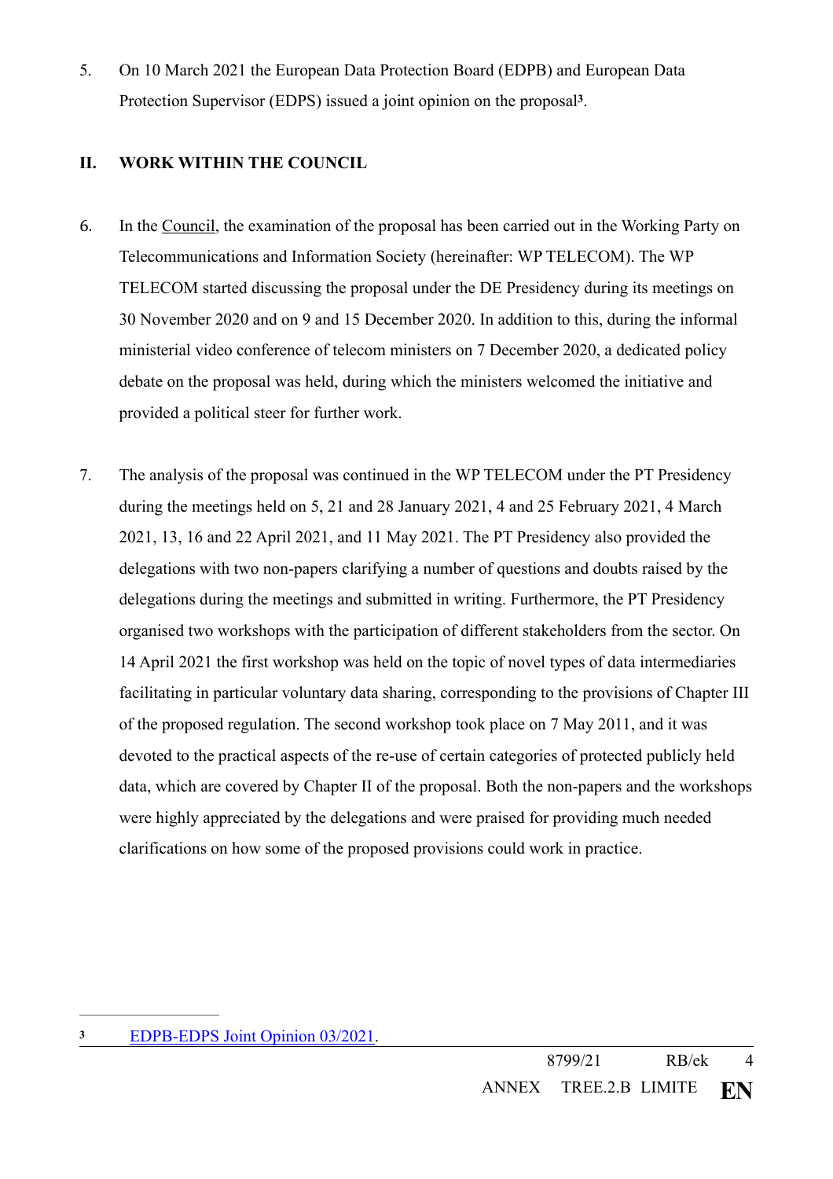5. On 10 March 2021 the European Data Protection Board (EDPB) and European Data Protection Supervisor (EDPS) issued a joint opinion on the proposal[3].

## II. WORK WITHIN THE COUNCIL

6. In the Council, the examination of the proposal has been carried out in the Working Party on Telecommunications and Information Society (hereinafter: WP TELECOM). The WP TELECOM started discussing the proposal under the DE Presidency during its meetings on 30 November 2020 and on 9 and 15 December 2020. In addition to this, during the informal ministerial video conference of telecom ministers on 7 December 2020, a dedicated policy debate on the proposal was held, during which the ministers welcomed the initiative and provided a political steer for further work.

7. The analysis of the proposal was continued in the WP TELECOM under the PT Presidency during the meetings held on 5, 21 and 28 January 2021, 4 and 25 February 2021, 4 March 2021, 13, 16 and 22 April 2021, and 11 May 2021. The PT Presidency also provided the delegations with two non-papers clarifying a number of questions and doubts raised by the delegations during the meetings and submitted in writing. Furthermore, the PT Presidency organised two workshops with the participation of different stakeholders from the sector. On 14 April 2021 the first workshop was held on the topic of novel types of data intermediaries facilitating in particular voluntary data sharing, corresponding to the provisions of Chapter III of the proposed regulation. The second workshop took place on 7 May 2011, and it was devoted to the practical aspects of the re-use of certain categories of protected publicly held data, which are covered by Chapter II of the proposal. Both the non-papers and the workshops were highly appreciated by the delegations and were praised for providing much needed clarifications on how some of the proposed provisions could work in practice.

---

[3] EDPB-EDPS Joint Opinion 03/2021.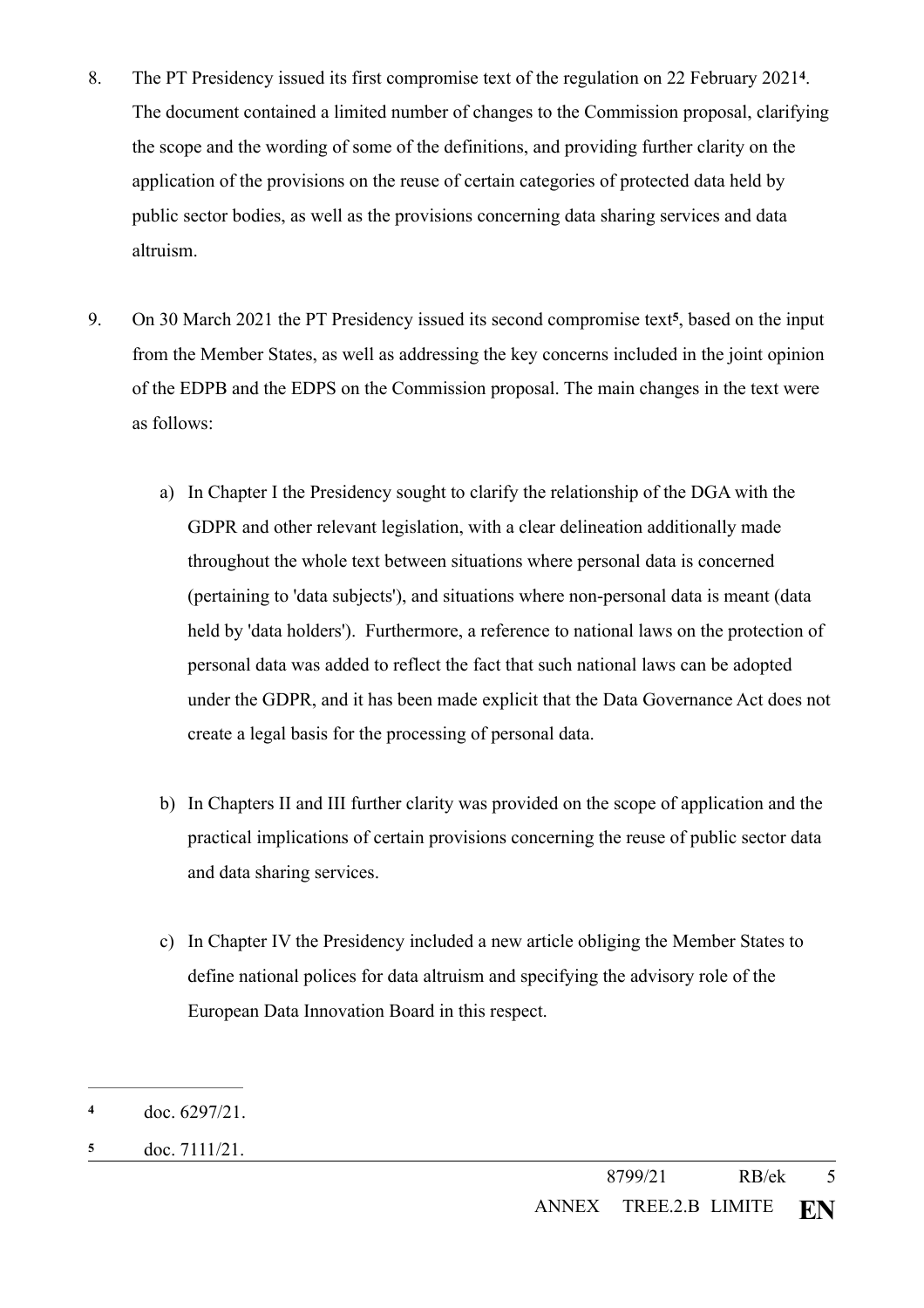8. The PT Presidency issued its first compromise text of the regulation on 22 February 2021[4]. The document contained a limited number of changes to the Commission proposal, clarifying the scope and the wording of some of the definitions, and providing further clarity on the application of the provisions on the reuse of certain categories of protected data held by public sector bodies, as well as the provisions concerning data sharing services and data altruism.

9. On 30 March 2021 the PT Presidency issued its second compromise text[5], based on the input from the Member States, as well as addressing the key concerns included in the joint opinion of the EDPB and the EDPS on the Commission proposal. The main changes in the text were as follows:

   a) In Chapter I the Presidency sought to clarify the relationship of the DGA with the GDPR and other relevant legislation, with a clear delineation additionally made throughout the whole text between situations where personal data is concerned (pertaining to 'data subjects'), and situations where non-personal data is meant (data held by 'data holders'). Furthermore, a reference to national laws on the protection of personal data was added to reflect the fact that such national laws can be adopted under the GDPR, and it has been made explicit that the Data Governance Act does not create a legal basis for the processing of personal data.

   b) In Chapters II and III further clarity was provided on the scope of application and the practical implications of certain provisions concerning the reuse of public sector data and data sharing services.

   c) In Chapter IV the Presidency included a new article obliging the Member States to define national polices for data altruism and specifying the advisory role of the European Data Innovation Board in this respect.

---

[4] doc. 6297/21.

[5] doc. 7111/21.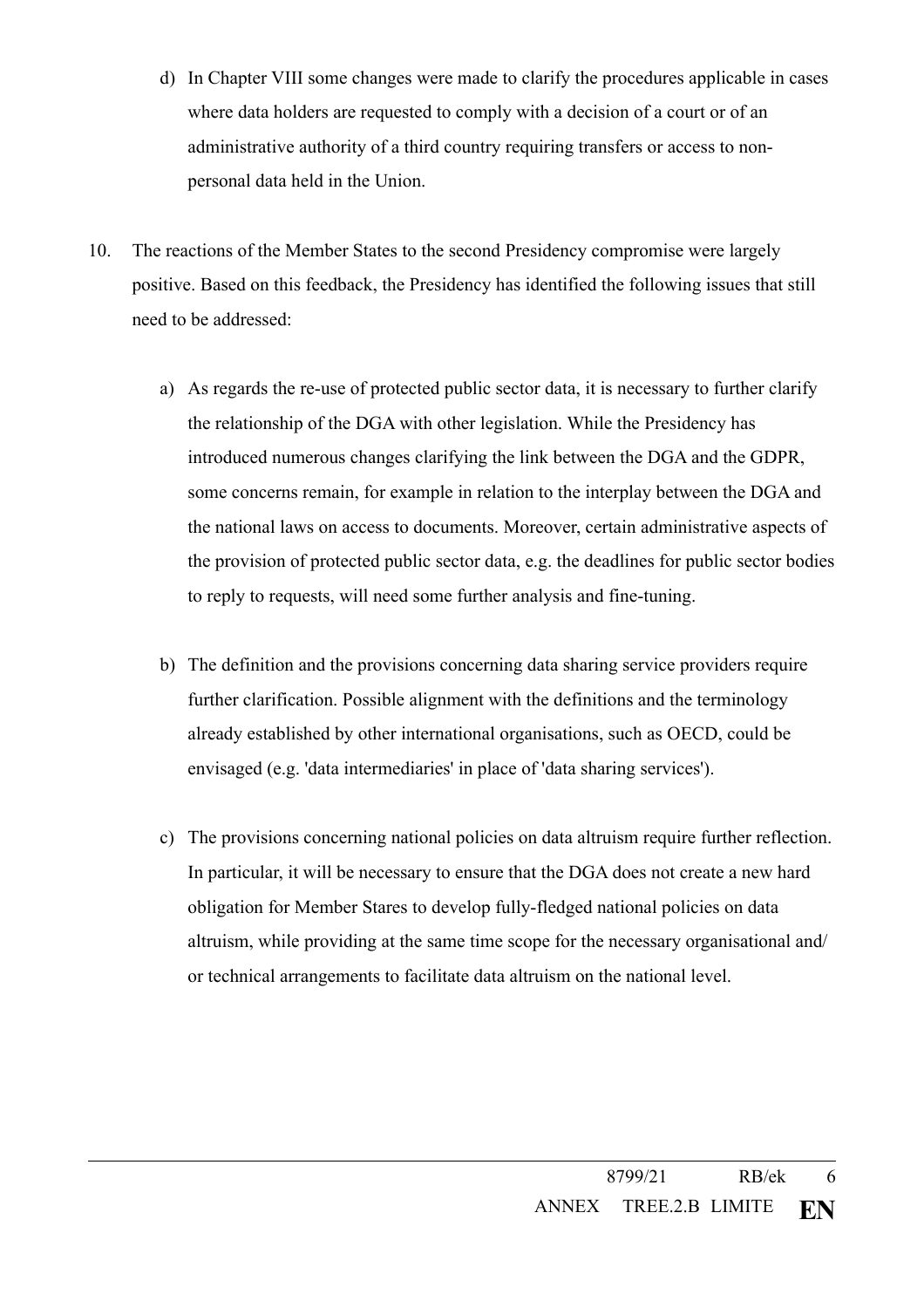d) In Chapter VIII some changes were made to clarify the procedures applicable in cases where data holders are requested to comply with a decision of a court or of an administrative authority of a third country requiring transfers or access to non-personal data held in the Union.

10. The reactions of the Member States to the second Presidency compromise were largely positive. Based on this feedback, the Presidency has identified the following issues that still need to be addressed:

   a) As regards the re-use of protected public sector data, it is necessary to further clarify the relationship of the DGA with other legislation. While the Presidency has introduced numerous changes clarifying the link between the DGA and the GDPR, some concerns remain, for example in relation to the interplay between the DGA and the national laws on access to documents. Moreover, certain administrative aspects of the provision of protected public sector data, e.g. the deadlines for public sector bodies to reply to requests, will need some further analysis and fine-tuning.

   b) The definition and the provisions concerning data sharing service providers require further clarification. Possible alignment with the definitions and the terminology already established by other international organisations, such as OECD, could be envisaged (e.g. 'data intermediaries' in place of 'data sharing services').

   c) The provisions concerning national policies on data altruism require further reflection. In particular, it will be necessary to ensure that the DGA does not create a new hard obligation for Member Stares to develop fully-fledged national policies on data altruism, while providing at the same time scope for the necessary organisational and/ or technical arrangements to facilitate data altruism on the national level.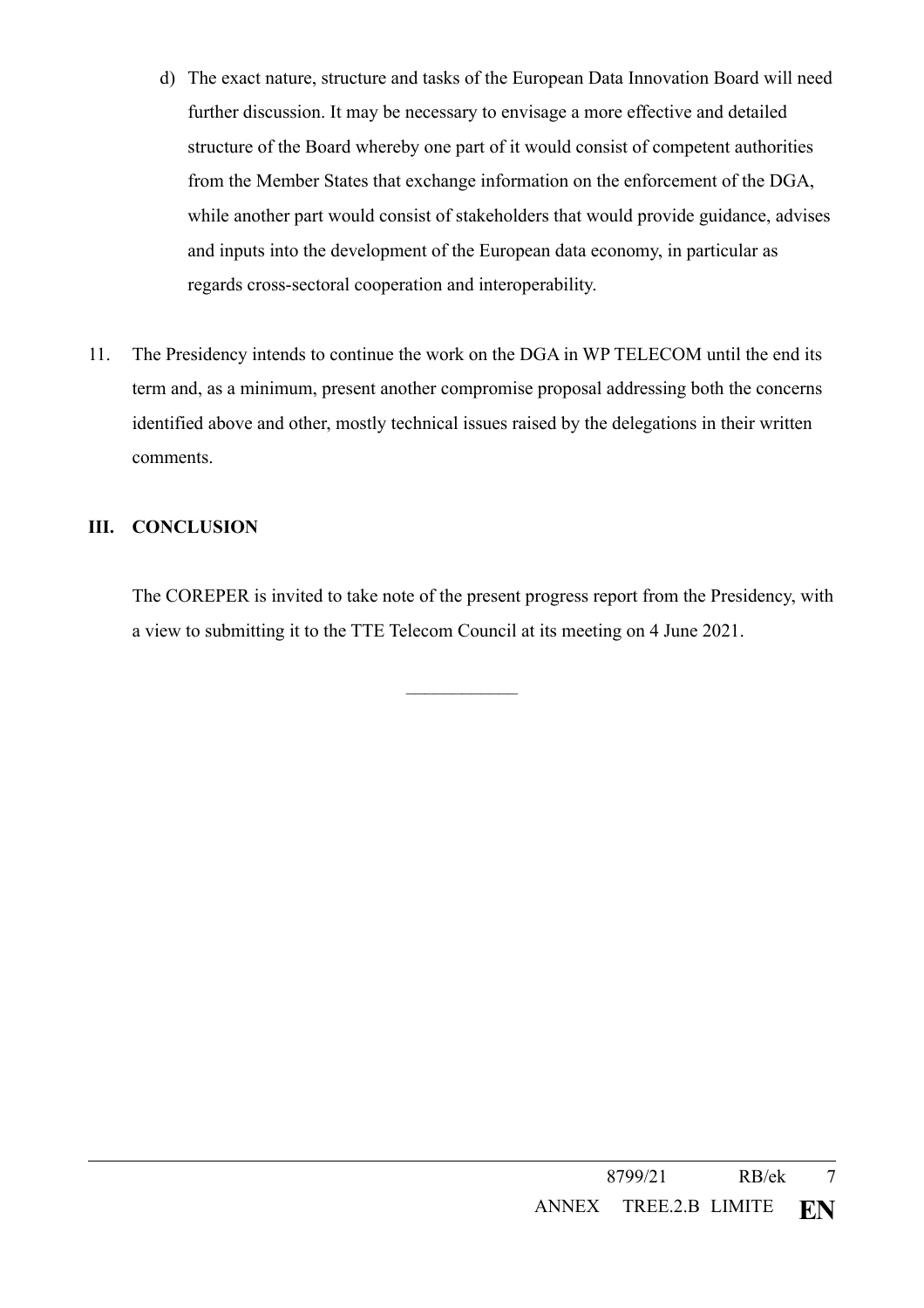d) The exact nature, structure and tasks of the European Data Innovation Board will need further discussion. It may be necessary to envisage a more effective and detailed structure of the Board whereby one part of it would consist of competent authorities from the Member States that exchange information on the enforcement of the DGA, while another part would consist of stakeholders that would provide guidance, advises and inputs into the development of the European data economy, in particular as regards cross-sectoral cooperation and interoperability.

11. The Presidency intends to continue the work on the DGA in WP TELECOM until the end its term and, as a minimum, present another compromise proposal addressing both the concerns identified above and other, mostly technical issues raised by the delegations in their written comments.

## III. CONCLUSION

The COREPER is invited to take note of the present progress report from the Presidency, with a view to submitting it to the TTE Telecom Council at its meeting on 4 June 2021.